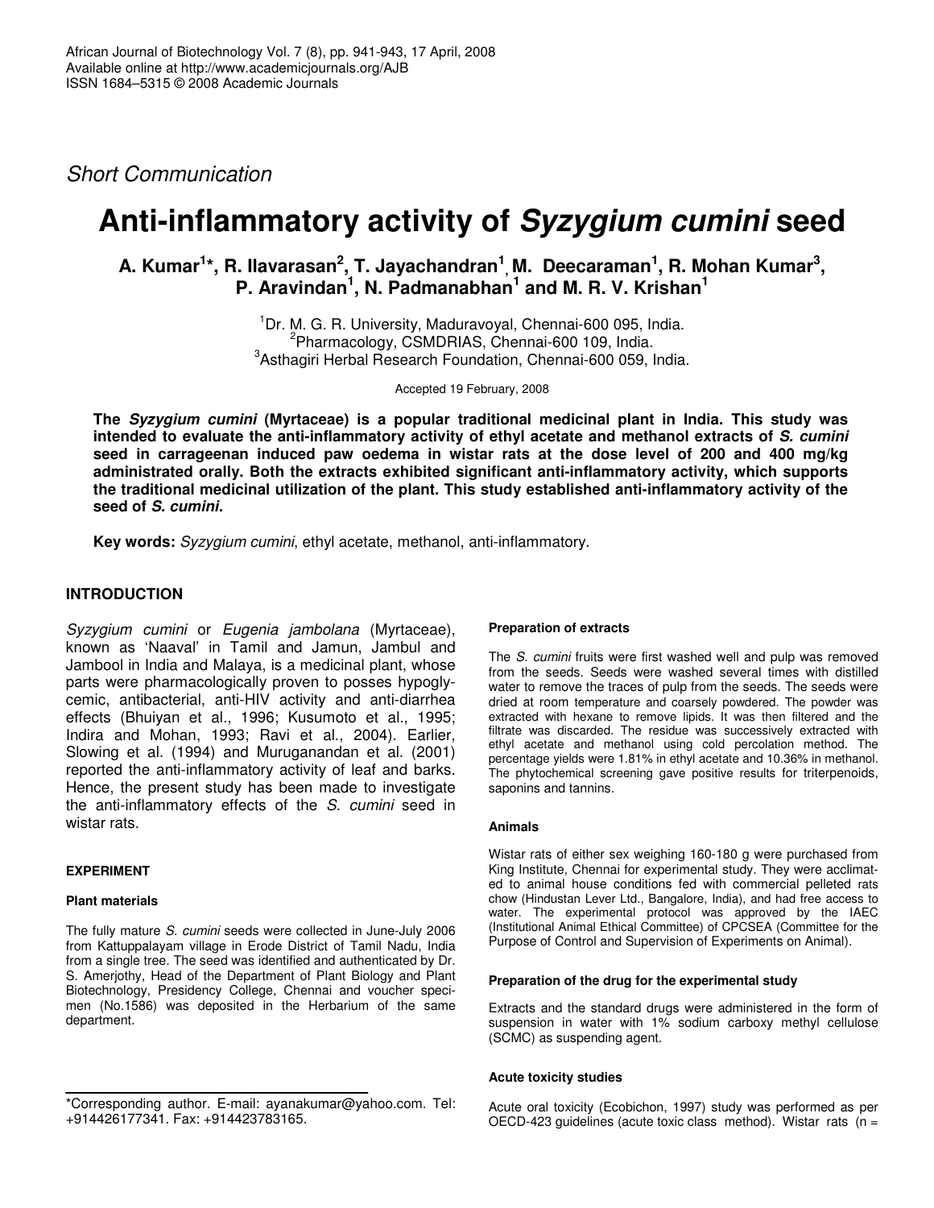*Short Communication*

# Anti-inflammatory activity of *Syzygium cumini* seed

**A. Kumar[1]*, R. Ilavarasan[2], T. Jayachandran[1], M. Deecaraman[1], R. Mohan Kumar[3], P. Aravindan[1], N. Padmanabhan[1] and M. R. V. Krishan[1]**

[1]Dr. M. G. R. University, Maduravoyal, Chennai-600 095, India.
[2]Pharmacology, CSMDRIAS, Chennai-600 109, India.
[3]Asthagiri Herbal Research Foundation, Chennai-600 059, India.

Accepted 19 February, 2008

**The *Syzygium cumini* (Myrtaceae) is a popular traditional medicinal plant in India. This study was intended to evaluate the anti-inflammatory activity of ethyl acetate and methanol extracts of *S. cumini* seed in carrageenan induced paw oedema in wistar rats at the dose level of 200 and 400 mg/kg administrated orally. Both the extracts exhibited significant anti-inflammatory activity, which supports the traditional medicinal utilization of the plant. This study established anti-inflammatory activity of the seed of *S. cumini.***

**Key words:** *Syzygium cumini*, ethyl acetate, methanol, anti-inflammatory.

## INTRODUCTION

*Syzygium cumini* or *Eugenia jambolana* (Myrtaceae), known as 'Naaval' in Tamil and Jamun, Jambul and Jambool in India and Malaya, is a medicinal plant, whose parts were pharmacologically proven to posses hypoglycemic, antibacterial, anti-HIV activity and anti-diarrhea effects (Bhuiyan et al., 1996; Kusumoto et al., 1995; Indira and Mohan, 1993; Ravi et al., 2004). Earlier, Slowing et al. (1994) and Muruganandan et al. (2001) reported the anti-inflammatory activity of leaf and barks. Hence, the present study has been made to investigate the anti-inflammatory effects of the *S. cumini* seed in wistar rats.

## EXPERIMENT

### Plant materials

The fully mature *S. cumini* seeds were collected in June-July 2006 from Kattuppalayam village in Erode District of Tamil Nadu, India from a single tree. The seed was identified and authenticated by Dr. S. Amerjothy, Head of the Department of Plant Biology and Plant Biotechnology, Presidency College, Chennai and voucher specimen (No.1586) was deposited in the Herbarium of the same department.

### Preparation of extracts

The *S. cumini* fruits were first washed well and pulp was removed from the seeds. Seeds were washed several times with distilled water to remove the traces of pulp from the seeds. The seeds were dried at room temperature and coarsely powdered. The powder was extracted with hexane to remove lipids. It was then filtered and the filtrate was discarded. The residue was successively extracted with ethyl acetate and methanol using cold percolation method. The percentage yields were 1.81% in ethyl acetate and 10.36% in methanol. The phytochemical screening gave positive results for triterpenoids, saponins and tannins.

### Animals

Wistar rats of either sex weighing 160-180 g were purchased from King Institute, Chennai for experimental study. They were acclimated to animal house conditions fed with commercial pelleted rats chow (Hindustan Lever Ltd., Bangalore, India), and had free access to water. The experimental protocol was approved by the IAEC (Institutional Animal Ethical Committee) of CPCSEA (Committee for the Purpose of Control and Supervision of Experiments on Animal).

### Preparation of the drug for the experimental study

Extracts and the standard drugs were administered in the form of suspension in water with 1% sodium carboxy methyl cellulose (SCMC) as suspending agent.

### Acute toxicity studies

Acute oral toxicity (Ecobichon, 1997) study was performed as per OECD-423 guidelines (acute toxic class method). Wistar rats (n =

*Corresponding author. E-mail: ayanakumar@yahoo.com. Tel: +914426177341. Fax: +914423783165.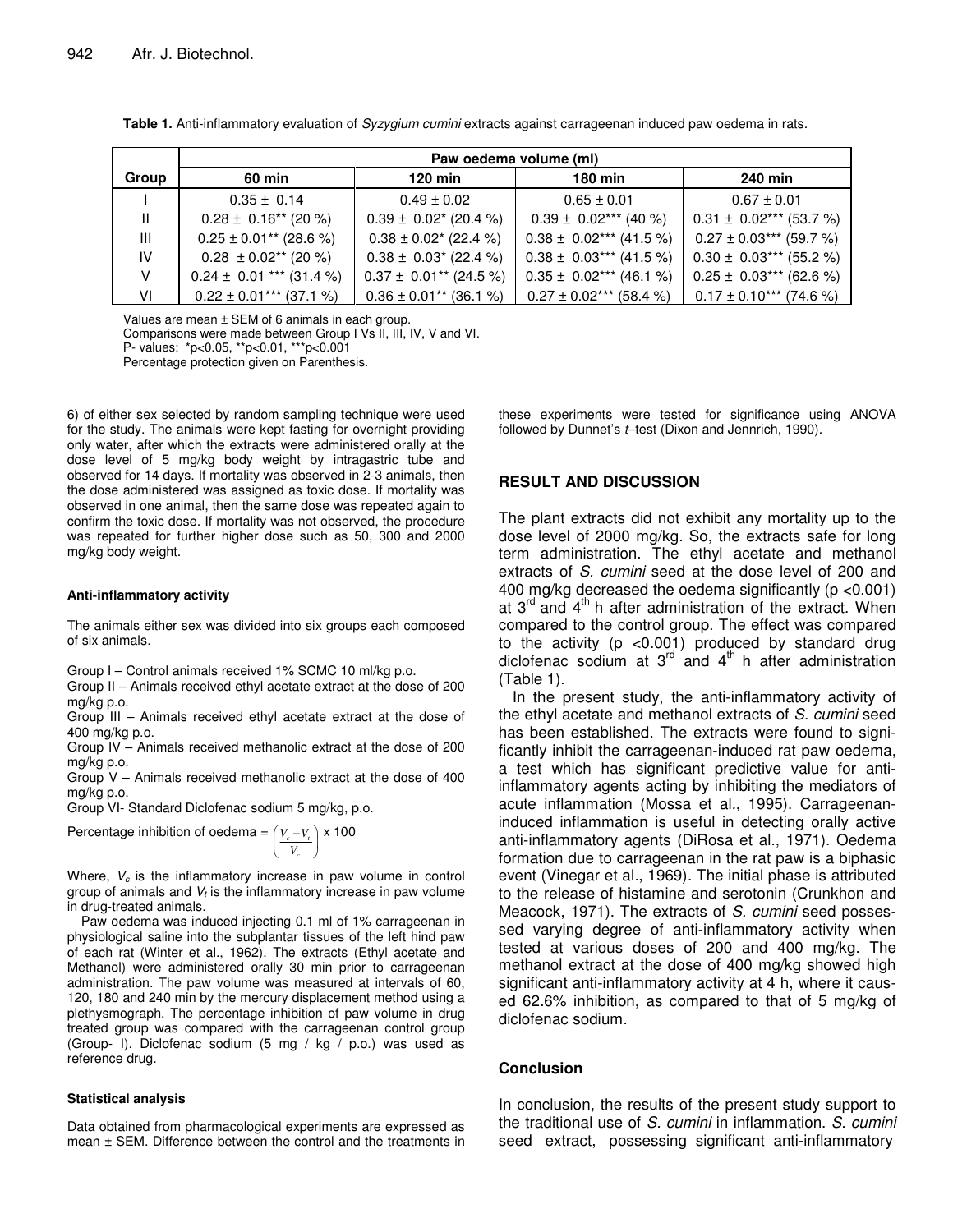**Table 1.** Anti-inflammatory evaluation of *Syzygium cumini* extracts against carrageenan induced paw oedema in rats.

| Group | Paw oedema volume (ml) | | | |
|---|---|---|---|---|
| | 60 min | 120 min | 180 min | 240 min |
| I | 0.35 ± 0.14 | 0.49 ± 0.02 | 0.65 ± 0.01 | 0.67 ± 0.01 |
| II | 0.28 ± 0.16** (20 %) | 0.39 ± 0.02* (20.4 %) | 0.39 ± 0.02*** (40 %) | 0.31 ± 0.02*** (53.7 %) |
| III | 0.25 ± 0.01** (28.6 %) | 0.38 ± 0.02* (22.4 %) | 0.38 ± 0.02*** (41.5 %) | 0.27 ± 0.03*** (59.7 %) |
| IV | 0.28 ± 0.02** (20 %) | 0.38 ± 0.03* (22.4 %) | 0.38 ± 0.03*** (41.5 %) | 0.30 ± 0.03*** (55.2 %) |
| V | 0.24 ± 0.01 *** (31.4 %) | 0.37 ± 0.01** (24.5 %) | 0.35 ± 0.02*** (46.1 %) | 0.25 ± 0.03*** (62.6 %) |
| VI | 0.22 ± 0.01*** (37.1 %) | 0.36 ± 0.01** (36.1 %) | 0.27 ± 0.02*** (58.4 %) | 0.17 ± 0.10*** (74.6 %) |

Values are mean ± SEM of 6 animals in each group.
Comparisons were made between Group I Vs II, III, IV, V and VI.
P- values: *p<0.05, **p<0.01, ***p<0.001
Percentage protection given on Parenthesis.

6) of either sex selected by random sampling technique were used for the study. The animals were kept fasting for overnight providing only water, after which the extracts were administered orally at the dose level of 5 mg/kg body weight by intragastric tube and observed for 14 days. If mortality was observed in 2-3 animals, then the dose administered was assigned as toxic dose. If mortality was observed in one animal, then the same dose was repeated again to confirm the toxic dose. If mortality was not observed, the procedure was repeated for further higher dose such as 50, 300 and 2000 mg/kg body weight.

#### Anti-inflammatory activity

The animals either sex was divided into six groups each composed of six animals.

Group I – Control animals received 1% SCMC 10 ml/kg p.o.

Group II – Animals received ethyl acetate extract at the dose of 200 mg/kg p.o.

Group III – Animals received ethyl acetate extract at the dose of 400 mg/kg p.o.

Group IV – Animals received methanolic extract at the dose of 200 mg/kg p.o.

Group V – Animals received methanolic extract at the dose of 400 mg/kg p.o.

Group VI- Standard Diclofenac sodium 5 mg/kg, p.o.

Percentage inhibition of oedema = $\left(\frac{V_c - V_t}{V_c}\right) \times 100$

Where, $V_c$ is the inflammatory increase in paw volume in control group of animals and $V_t$ is the inflammatory increase in paw volume in drug-treated animals.

Paw oedema was induced injecting 0.1 ml of 1% carrageenan in physiological saline into the subplantar tissues of the left hind paw of each rat (Winter et al., 1962). The extracts (Ethyl acetate and Methanol) were administered orally 30 min prior to carrageenan administration. The paw volume was measured at intervals of 60, 120, 180 and 240 min by the mercury displacement method using a plethysmograph. The percentage inhibition of paw volume in drug treated group was compared with the carrageenan control group (Group- I). Diclofenac sodium (5 mg / kg / p.o.) was used as reference drug.

#### Statistical analysis

Data obtained from pharmacological experiments are expressed as mean ± SEM. Difference between the control and the treatments in these experiments were tested for significance using ANOVA followed by Dunnet's *t*–test (Dixon and Jennrich, 1990).

## RESULT AND DISCUSSION

The plant extracts did not exhibit any mortality up to the dose level of 2000 mg/kg. So, the extracts safe for long term administration. The ethyl acetate and methanol extracts of *S. cumini* seed at the dose level of 200 and 400 mg/kg decreased the oedema significantly (p <0.001) at 3rd and 4th h after administration of the extract. When compared to the control group. The effect was compared to the activity (p <0.001) produced by standard drug diclofenac sodium at 3rd and 4th h after administration (Table 1).

In the present study, the anti-inflammatory activity of the ethyl acetate and methanol extracts of *S. cumini* seed has been established. The extracts were found to significantly inhibit the carrageenan-induced rat paw oedema, a test which has significant predictive value for anti-inflammatory agents acting by inhibiting the mediators of acute inflammation (Mossa et al., 1995). Carrageenan-induced inflammation is useful in detecting orally active anti-inflammatory agents (DiRosa et al., 1971). Oedema formation due to carrageenan in the rat paw is a biphasic event (Vinegar et al., 1969). The initial phase is attributed to the release of histamine and serotonin (Crunkhon and Meacock, 1971). The extracts of *S. cumini* seed possessed varying degree of anti-inflammatory activity when tested at various doses of 200 and 400 mg/kg. The methanol extract at the dose of 400 mg/kg showed high significant anti-inflammatory activity at 4 h, where it caused 62.6% inhibition, as compared to that of 5 mg/kg of diclofenac sodium.

## Conclusion

In conclusion, the results of the present study support to the traditional use of *S. cumini* in inflammation. *S. cumini* seed extract, possessing significant anti-inflammatory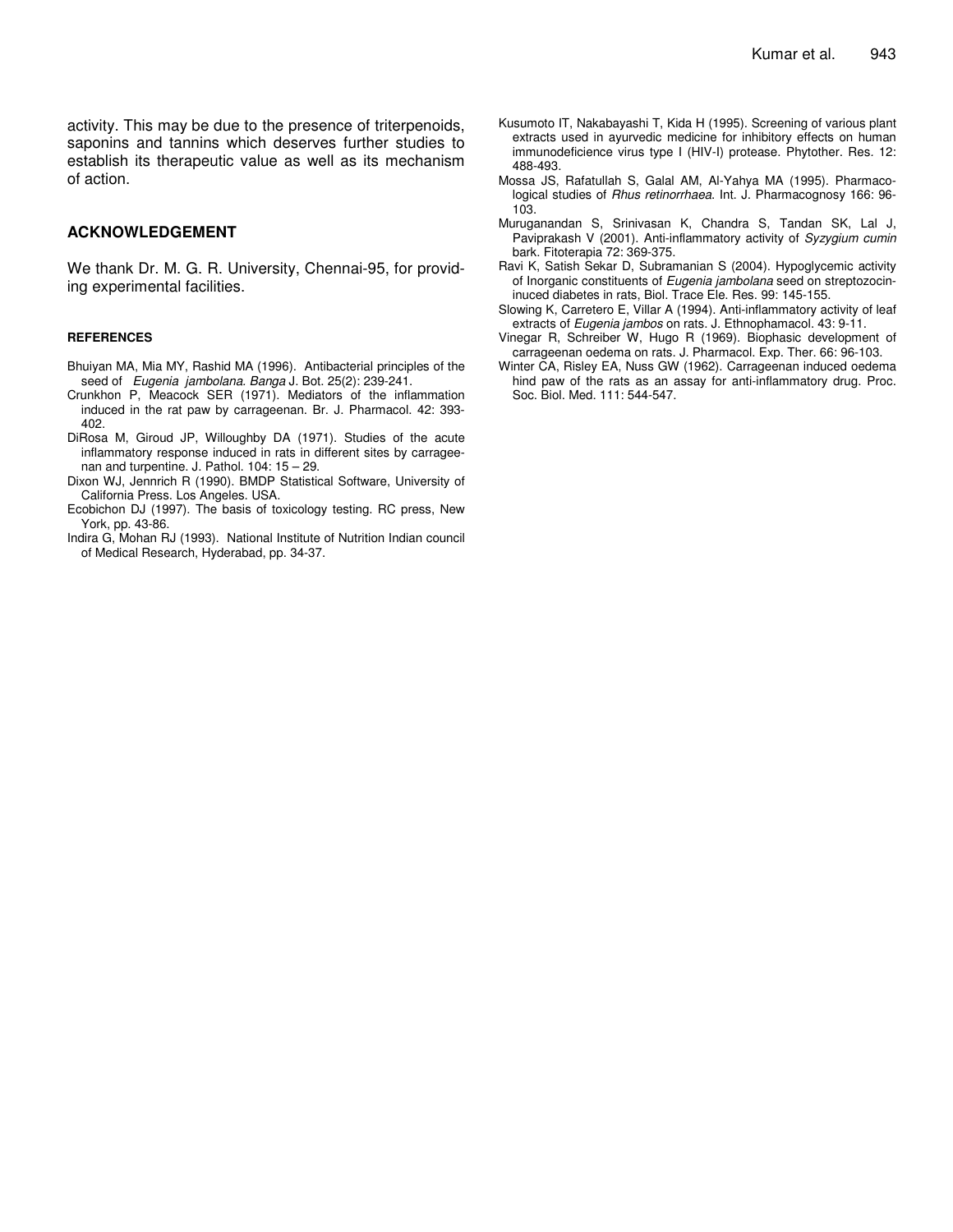activity. This may be due to the presence of triterpenoids, saponins and tannins which deserves further studies to establish its therapeutic value as well as its mechanism of action.

## ACKNOWLEDGEMENT

We thank Dr. M. G. R. University, Chennai-95, for providing experimental facilities.

### REFERENCES

Bhuiyan MA, Mia MY, Rashid MA (1996). Antibacterial principles of the seed of *Eugenia jambolana. Banga* J. Bot. 25(2): 239-241.

Crunkhon P, Meacock SER (1971). Mediators of the inflammation induced in the rat paw by carrageenan. Br. J. Pharmacol. 42: 393-402.

DiRosa M, Giroud JP, Willoughby DA (1971). Studies of the acute inflammatory response induced in rats in different sites by carrageenan and turpentine. J. Pathol. 104: 15 – 29.

Dixon WJ, Jennrich R (1990). BMDP Statistical Software, University of California Press. Los Angeles. USA.

Ecobichon DJ (1997). The basis of toxicology testing. RC press, New York, pp. 43-86.

Indira G, Mohan RJ (1993). National Institute of Nutrition Indian council of Medical Research, Hyderabad, pp. 34-37.

Kusumoto IT, Nakabayashi T, Kida H (1995). Screening of various plant extracts used in ayurvedic medicine for inhibitory effects on human immunodeficience virus type I (HIV-I) protease. Phytother. Res. 12: 488-493.

Mossa JS, Rafatullah S, Galal AM, Al-Yahya MA (1995). Pharmacological studies of *Rhus retinorrhaea*. Int. J. Pharmacognosy 166: 96-103.

Muruganandan S, Srinivasan K, Chandra S, Tandan SK, Lal J, Paviprakash V (2001). Anti-inflammatory activity of *Syzygium cumin* bark. Fitoterapia 72: 369-375.

Ravi K, Satish Sekar D, Subramanian S (2004). Hypoglycemic activity of Inorganic constituents of *Eugenia jambolana* seed on streptozocin-inuced diabetes in rats, Biol. Trace Ele. Res. 99: 145-155.

Slowing K, Carretero E, Villar A (1994). Anti-inflammatory activity of leaf extracts of *Eugenia jambos* on rats. J. Ethnophamacol. 43: 9-11.

Vinegar R, Schreiber W, Hugo R (1969). Biophasic development of carrageenan oedema on rats. J. Pharmacol. Exp. Ther. 66: 96-103.

Winter CA, Risley EA, Nuss GW (1962). Carrageenan induced oedema hind paw of the rats as an assay for anti-inflammatory drug. Proc. Soc. Biol. Med. 111: 544-547.